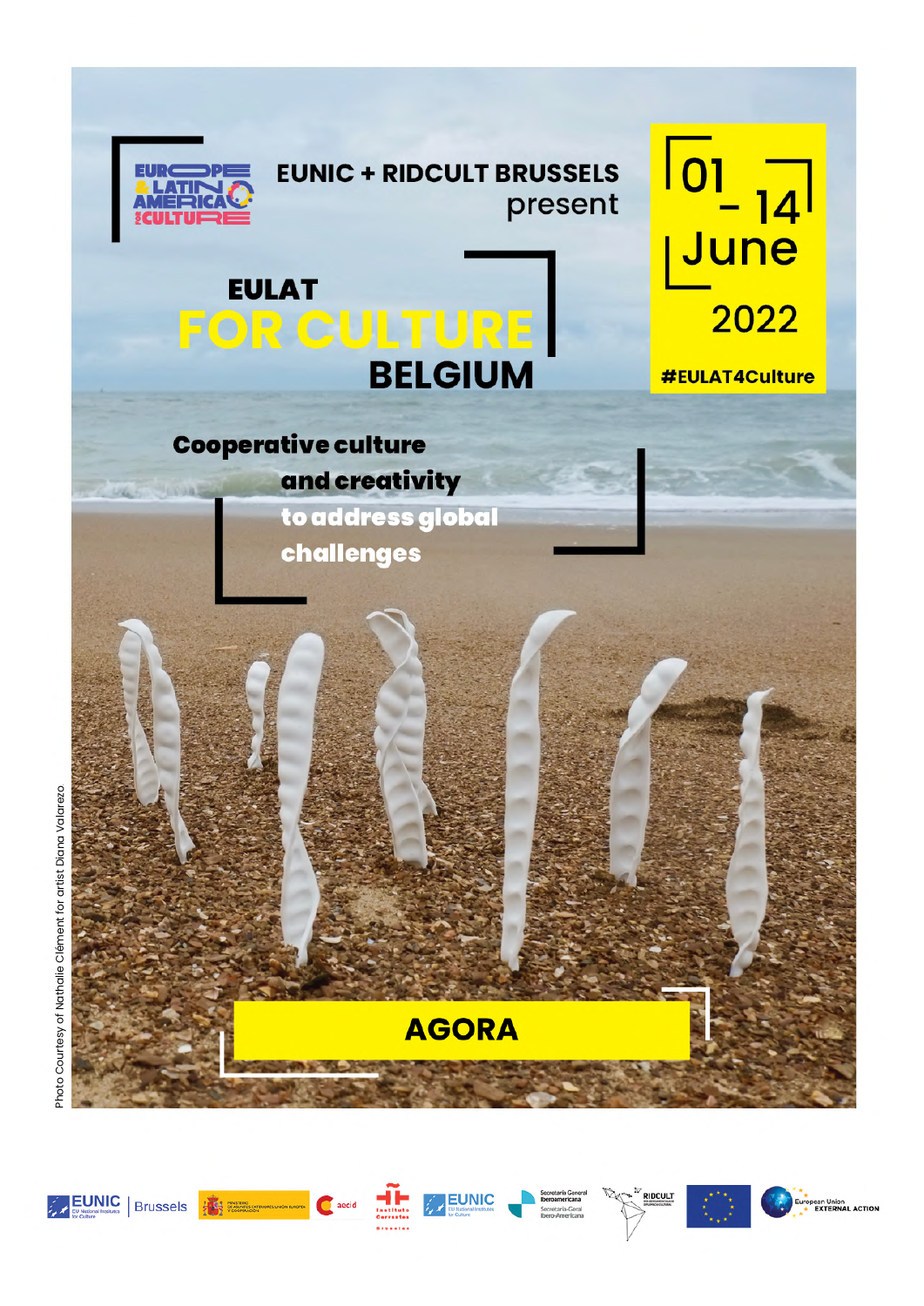EUNIC + RIDCULT BRUSSELS present

# EULAT FOR CULTURE BELGIUM

01 – 14 June 2022

#EULAT4Culture

**Cooperative culture and creativity to address global challenges**

## AGORA

Photo Courtesy of Nathalie Clément for artist Diana Valarezo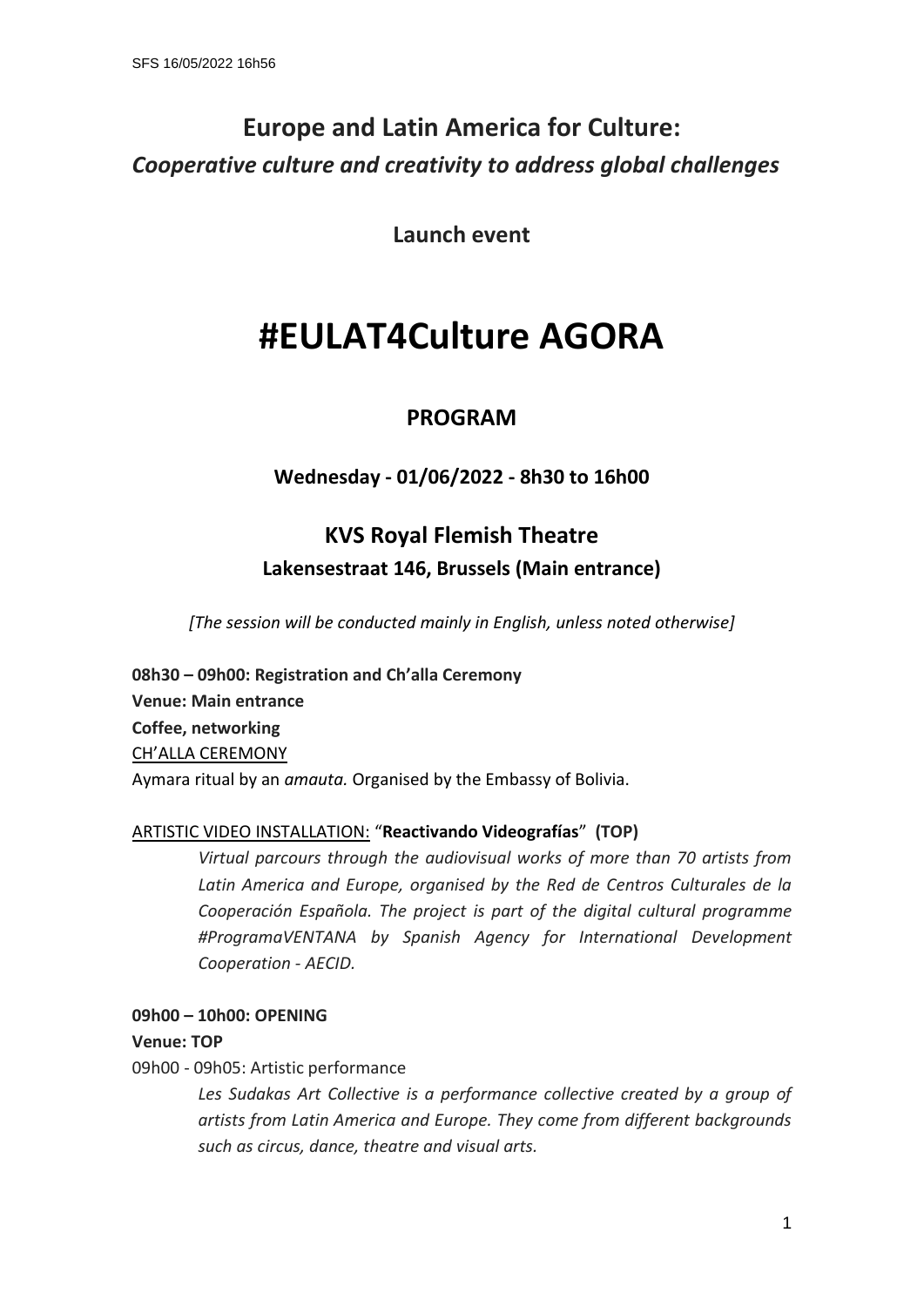# Europe and Latin America for Culture:

## *Cooperative culture and creativity to address global challenges*

**Launch event**

# #EULAT4Culture AGORA

## PROGRAM

**Wednesday - 01/06/2022 - 8h30 to 16h00**

## KVS Royal Flemish Theatre

**Lakensestraat 146, Brussels (Main entrance)**

*[The session will be conducted mainly in English, unless noted otherwise]*

**08h30 – 09h00: Registration and Ch'alla Ceremony**
**Venue: Main entrance**
**Coffee, networking**
CH'ALLA CEREMONY
Aymara ritual by an *amauta.* Organised by the Embassy of Bolivia.

ARTISTIC VIDEO INSTALLATION: "**Reactivando Videografías**" **(TOP)**

*Virtual parcours through the audiovisual works of more than 70 artists from Latin America and Europe, organised by the Red de Centros Culturales de la Cooperación Española. The project is part of the digital cultural programme #ProgramaVENTANA by Spanish Agency for International Development Cooperation - AECID.*

**09h00 – 10h00: OPENING**
**Venue: TOP**
09h00 - 09h05: Artistic performance

*Les Sudakas Art Collective is a performance collective created by a group of artists from Latin America and Europe. They come from different backgrounds such as circus, dance, theatre and visual arts.*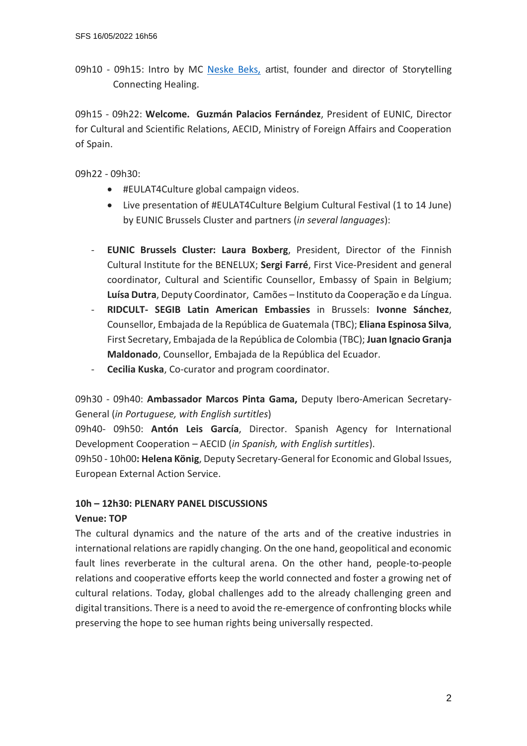09h10 - 09h15: Intro by MC [Neske Beks,](#) artist, founder and director of Storytelling Connecting Healing.

09h15 - 09h22: **Welcome. Guzmán Palacios Fernández**, President of EUNIC, Director for Cultural and Scientific Relations, AECID, Ministry of Foreign Affairs and Cooperation of Spain.

09h22 - 09h30:

- #EULAT4Culture global campaign videos.
- Live presentation of #EULAT4Culture Belgium Cultural Festival (1 to 14 June) by EUNIC Brussels Cluster and partners (*in several languages*):

- **EUNIC Brussels Cluster: Laura Boxberg**, President, Director of the Finnish Cultural Institute for the BENELUX; **Sergi Farré**, First Vice-President and general coordinator, Cultural and Scientific Counsellor, Embassy of Spain in Belgium; **Luísa Dutra**, Deputy Coordinator, Camões – Instituto da Cooperação e da Língua.
- **RIDCULT- SEGIB Latin American Embassies** in Brussels: **Ivonne Sánchez**, Counsellor, Embajada de la República de Guatemala (TBC); **Eliana Espinosa Silva**, First Secretary, Embajada de la República de Colombia (TBC); **Juan Ignacio Granja Maldonado**, Counsellor, Embajada de la República del Ecuador.
- **Cecilia Kuska**, Co-curator and program coordinator.

09h30 - 09h40: **Ambassador Marcos Pinta Gama,** Deputy Ibero-American Secretary-General (*in Portuguese, with English surtitles*)
09h40- 09h50: **Antón Leis García**, Director. Spanish Agency for International Development Cooperation – AECID (*in Spanish, with English surtitles*).
09h50 - 10h00**: Helena König**, Deputy Secretary-General for Economic and Global Issues, European External Action Service.

**10h – 12h30: PLENARY PANEL DISCUSSIONS**
**Venue: TOP**

The cultural dynamics and the nature of the arts and of the creative industries in international relations are rapidly changing. On the one hand, geopolitical and economic fault lines reverberate in the cultural arena. On the other hand, people-to-people relations and cooperative efforts keep the world connected and foster a growing net of cultural relations. Today, global challenges add to the already challenging green and digital transitions. There is a need to avoid the re-emergence of confronting blocks while preserving the hope to see human rights being universally respected.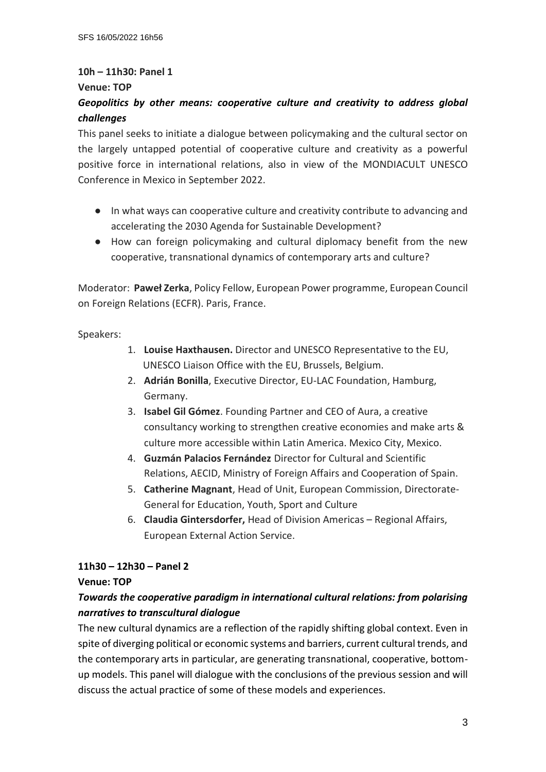**10h – 11h30: Panel 1**

**Venue: TOP**

***Geopolitics by other means: cooperative culture and creativity to address global challenges***

This panel seeks to initiate a dialogue between policymaking and the cultural sector on the largely untapped potential of cooperative culture and creativity as a powerful positive force in international relations, also in view of the MONDIACULT UNESCO Conference in Mexico in September 2022.

- In what ways can cooperative culture and creativity contribute to advancing and accelerating the 2030 Agenda for Sustainable Development?
- How can foreign policymaking and cultural diplomacy benefit from the new cooperative, transnational dynamics of contemporary arts and culture?

Moderator: **Paweł Zerka**, Policy Fellow, European Power programme, European Council on Foreign Relations (ECFR). Paris, France.

Speakers:

1. **Louise Haxthausen.** Director and UNESCO Representative to the EU, UNESCO Liaison Office with the EU, Brussels, Belgium.
2. **Adrián Bonilla**, Executive Director, EU-LAC Foundation, Hamburg, Germany.
3. **Isabel Gil Gómez**. Founding Partner and CEO of Aura, a creative consultancy working to strengthen creative economies and make arts & culture more accessible within Latin America. Mexico City, Mexico.
4. **Guzmán Palacios Fernández** Director for Cultural and Scientific Relations, AECID, Ministry of Foreign Affairs and Cooperation of Spain.
5. **Catherine Magnant**, Head of Unit, European Commission, Directorate-General for Education, Youth, Sport and Culture
6. **Claudia Gintersdorfer,** Head of Division Americas – Regional Affairs, European External Action Service.

**11h30 – 12h30 – Panel 2**

**Venue: TOP**

***Towards the cooperative paradigm in international cultural relations: from polarising narratives to transcultural dialogue***

The new cultural dynamics are a reflection of the rapidly shifting global context. Even in spite of diverging political or economic systems and barriers, current cultural trends, and the contemporary arts in particular, are generating transnational, cooperative, bottom-up models. This panel will dialogue with the conclusions of the previous session and will discuss the actual practice of some of these models and experiences.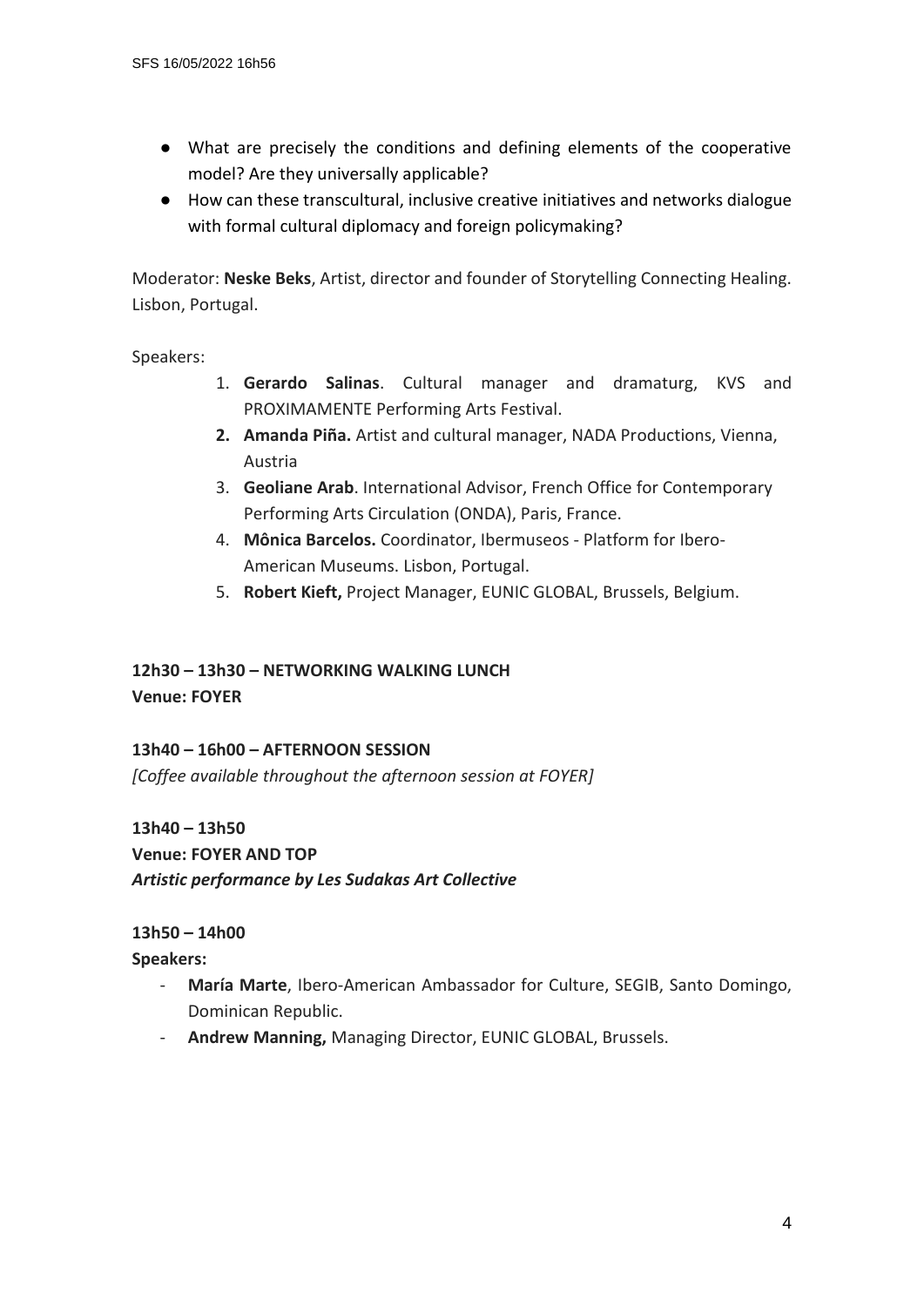- What are precisely the conditions and defining elements of the cooperative model? Are they universally applicable?
- How can these transcultural, inclusive creative initiatives and networks dialogue with formal cultural diplomacy and foreign policymaking?

Moderator: **Neske Beks**, Artist, director and founder of Storytelling Connecting Healing. Lisbon, Portugal.

Speakers:

1. **Gerardo Salinas**. Cultural manager and dramaturg, KVS and PROXIMAMENTE Performing Arts Festival.
2. **Amanda Piña.** Artist and cultural manager, NADA Productions, Vienna, Austria
3. **Geoliane Arab**. International Advisor, French Office for Contemporary Performing Arts Circulation (ONDA), Paris, France.
4. **Mônica Barcelos.** Coordinator, Ibermuseos - Platform for Ibero-American Museums. Lisbon, Portugal.
5. **Robert Kieft,** Project Manager, EUNIC GLOBAL, Brussels, Belgium.

**12h30 – 13h30 – NETWORKING WALKING LUNCH**
**Venue: FOYER**

**13h40 – 16h00 – AFTERNOON SESSION**
*[Coffee available throughout the afternoon session at FOYER]*

**13h40 – 13h50**
**Venue: FOYER AND TOP**
***Artistic performance by Les Sudakas Art Collective***

**13h50 – 14h00**
**Speakers:**

- **María Marte**, Ibero-American Ambassador for Culture, SEGIB, Santo Domingo, Dominican Republic.
- **Andrew Manning,** Managing Director, EUNIC GLOBAL, Brussels.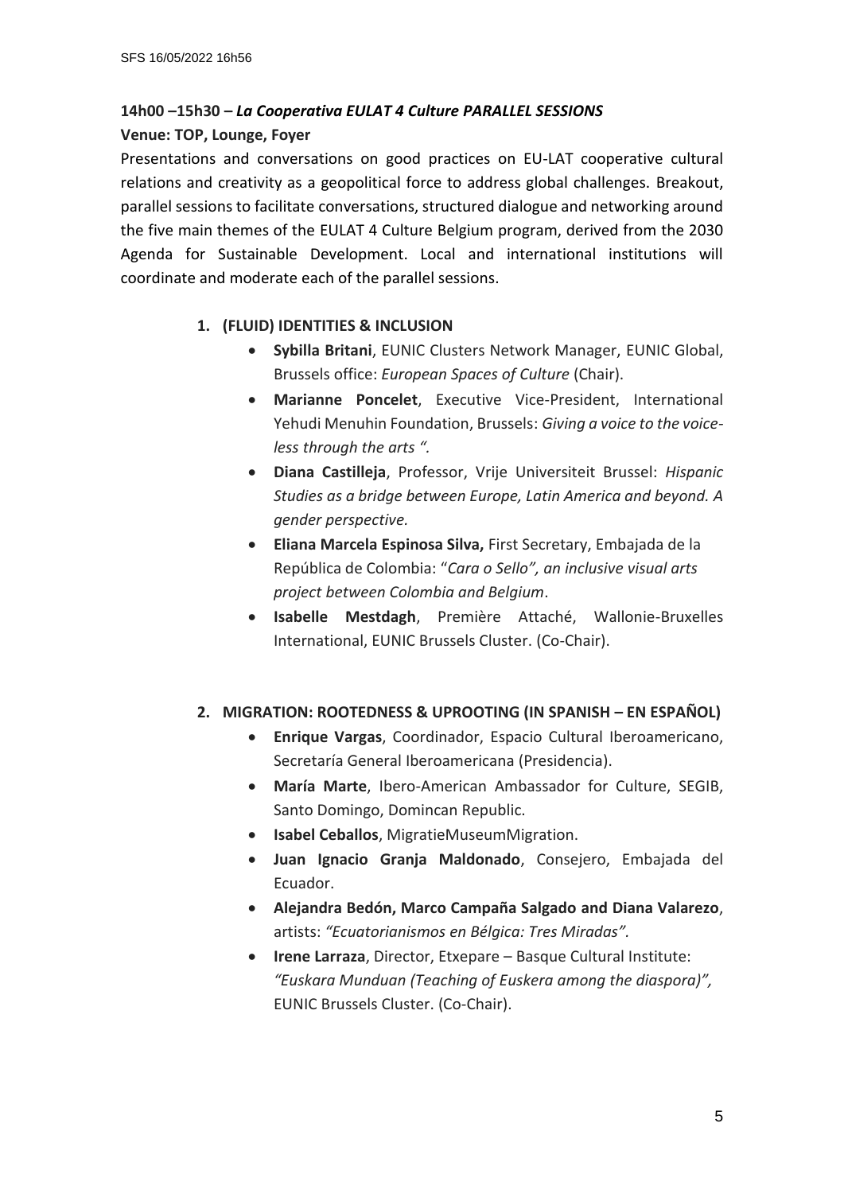**14h00 –15h30 – *La Cooperativa EULAT 4 Culture PARALLEL SESSIONS***

**Venue: TOP, Lounge, Foyer**

Presentations and conversations on good practices on EU-LAT cooperative cultural relations and creativity as a geopolitical force to address global challenges. Breakout, parallel sessions to facilitate conversations, structured dialogue and networking around the five main themes of the EULAT 4 Culture Belgium program, derived from the 2030 Agenda for Sustainable Development. Local and international institutions will coordinate and moderate each of the parallel sessions.

1. **(FLUID) IDENTITIES & INCLUSION**
   - **Sybilla Britani**, EUNIC Clusters Network Manager, EUNIC Global, Brussels office: *European Spaces of Culture* (Chair).
   - **Marianne Poncelet**, Executive Vice-President, International Yehudi Menuhin Foundation, Brussels: *Giving a voice to the voice-less through the arts ".*
   - **Diana Castilleja**, Professor, Vrije Universiteit Brussel: *Hispanic Studies as a bridge between Europe, Latin America and beyond. A gender perspective.*
   - **Eliana Marcela Espinosa Silva,** First Secretary, Embajada de la República de Colombia: "*Cara o Sello", an inclusive visual arts project between Colombia and Belgium*.
   - **Isabelle Mestdagh**, Première Attaché, Wallonie-Bruxelles International, EUNIC Brussels Cluster. (Co-Chair).

2. **MIGRATION: ROOTEDNESS & UPROOTING (IN SPANISH – EN ESPAÑOL)**
   - **Enrique Vargas**, Coordinador, Espacio Cultural Iberoamericano, Secretaría General Iberoamericana (Presidencia).
   - **María Marte**, Ibero-American Ambassador for Culture, SEGIB, Santo Domingo, Domincan Republic.
   - **Isabel Ceballos**, MigratieMuseumMigration.
   - **Juan Ignacio Granja Maldonado**, Consejero, Embajada del Ecuador.
   - **Alejandra Bedón, Marco Campaña Salgado and Diana Valarezo**, artists: *"Ecuatorianismos en Bélgica: Tres Miradas"*.
   - **Irene Larraza**, Director, Etxepare – Basque Cultural Institute: *"Euskara Munduan (Teaching of Euskera among the diaspora)",* EUNIC Brussels Cluster. (Co-Chair).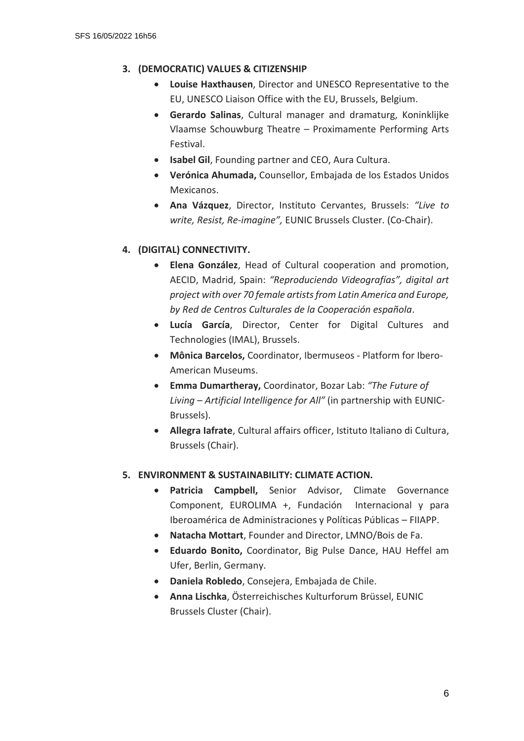3. **(DEMOCRATIC) VALUES & CITIZENSHIP**
    - **Louise Haxthausen**, Director and UNESCO Representative to the EU, UNESCO Liaison Office with the EU, Brussels, Belgium.
    - **Gerardo Salinas**, Cultural manager and dramaturg, Koninklijke Vlaamse Schouwburg Theatre – Proximamente Performing Arts Festival.
    - **Isabel Gil**, Founding partner and CEO, Aura Cultura.
    - **Verónica Ahumada,** Counsellor, Embajada de los Estados Unidos Mexicanos.
    - **Ana Vázquez**, Director, Instituto Cervantes, Brussels: *"Live to write, Resist, Re-imagine",* EUNIC Brussels Cluster. (Co-Chair).

4. **(DIGITAL) CONNECTIVITY.**
    - **Elena González**, Head of Cultural cooperation and promotion, AECID, Madrid, Spain: *"Reproduciendo Videografías", digital art project with over 70 female artists from Latin America and Europe, by Red de Centros Culturales de la Cooperación española*.
    - **Lucía García**, Director, Center for Digital Cultures and Technologies (IMAL), Brussels.
    - **Mônica Barcelos,** Coordinator, Ibermuseos - Platform for Ibero-American Museums.
    - **Emma Dumartheray,** Coordinator, Bozar Lab: *"The Future of Living – Artificial Intelligence for All"* (in partnership with EUNIC-Brussels).
    - **Allegra Iafrate**, Cultural affairs officer, Istituto Italiano di Cultura, Brussels (Chair).

5. **ENVIRONMENT & SUSTAINABILITY: CLIMATE ACTION.**
    - **Patricia Campbell,** Senior Advisor, Climate Governance Component, EUROLIMA +, Fundación Internacional y para Iberoamérica de Administraciones y Políticas Públicas – FIIAPP.
    - **Natacha Mottart**, Founder and Director, LMNO/Bois de Fa.
    - **Eduardo Bonito,** Coordinator, Big Pulse Dance, HAU Heffel am Ufer, Berlin, Germany.
    - **Daniela Robledo**, Consejera, Embajada de Chile.
    - **Anna Lischka**, Österreichisches Kulturforum Brüssel, EUNIC Brussels Cluster (Chair).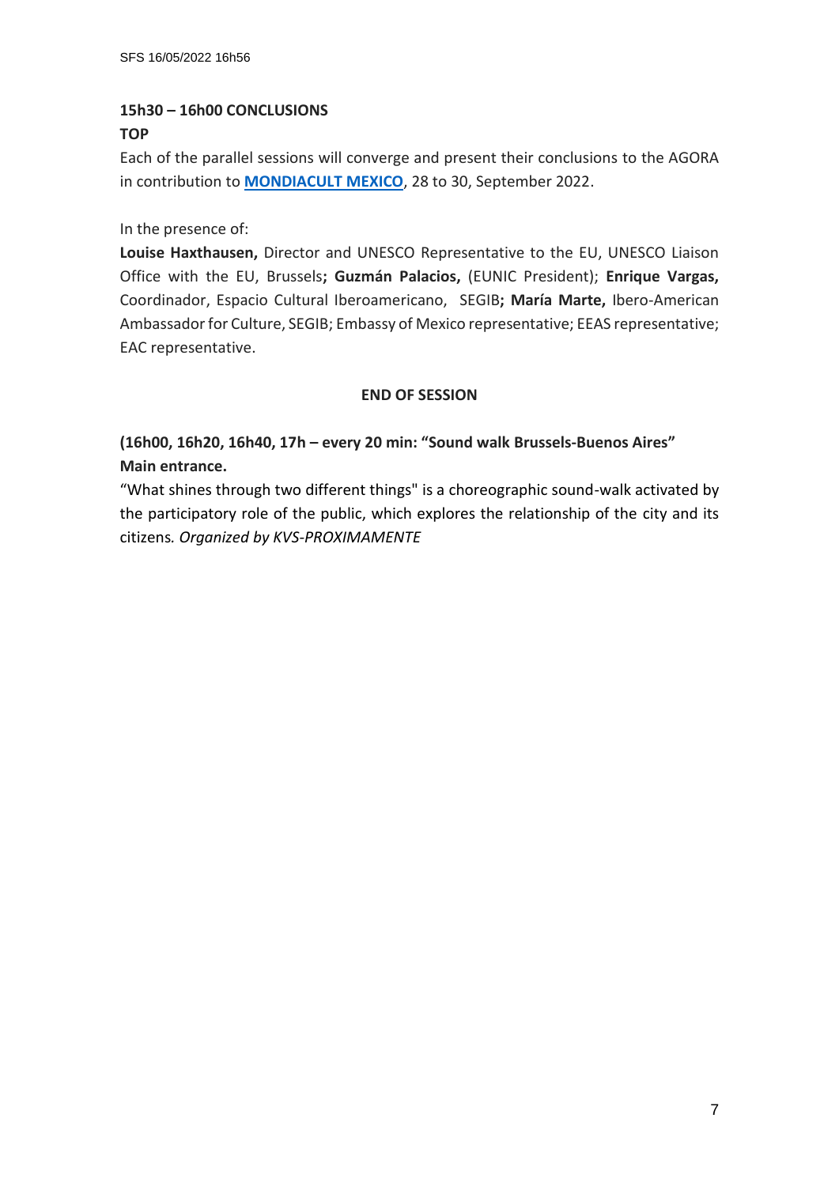**15h30 – 16h00 CONCLUSIONS**

**TOP**

Each of the parallel sessions will converge and present their conclusions to the AGORA in contribution to **MONDIACULT MEXICO**, 28 to 30, September 2022.

In the presence of:

**Louise Haxthausen,** Director and UNESCO Representative to the EU, UNESCO Liaison Office with the EU, Brussels**; Guzmán Palacios,** (EUNIC President); **Enrique Vargas,** Coordinador, Espacio Cultural Iberoamericano, SEGIB**; María Marte,** Ibero-American Ambassador for Culture, SEGIB; Embassy of Mexico representative; EEAS representative; EAC representative.

**END OF SESSION**

**(16h00, 16h20, 16h40, 17h – every 20 min: "Sound walk Brussels-Buenos Aires" Main entrance.**

"What shines through two different things" is a choreographic sound-walk activated by the participatory role of the public, which explores the relationship of the city and its citizens*. Organized by KVS-PROXIMAMENTE*